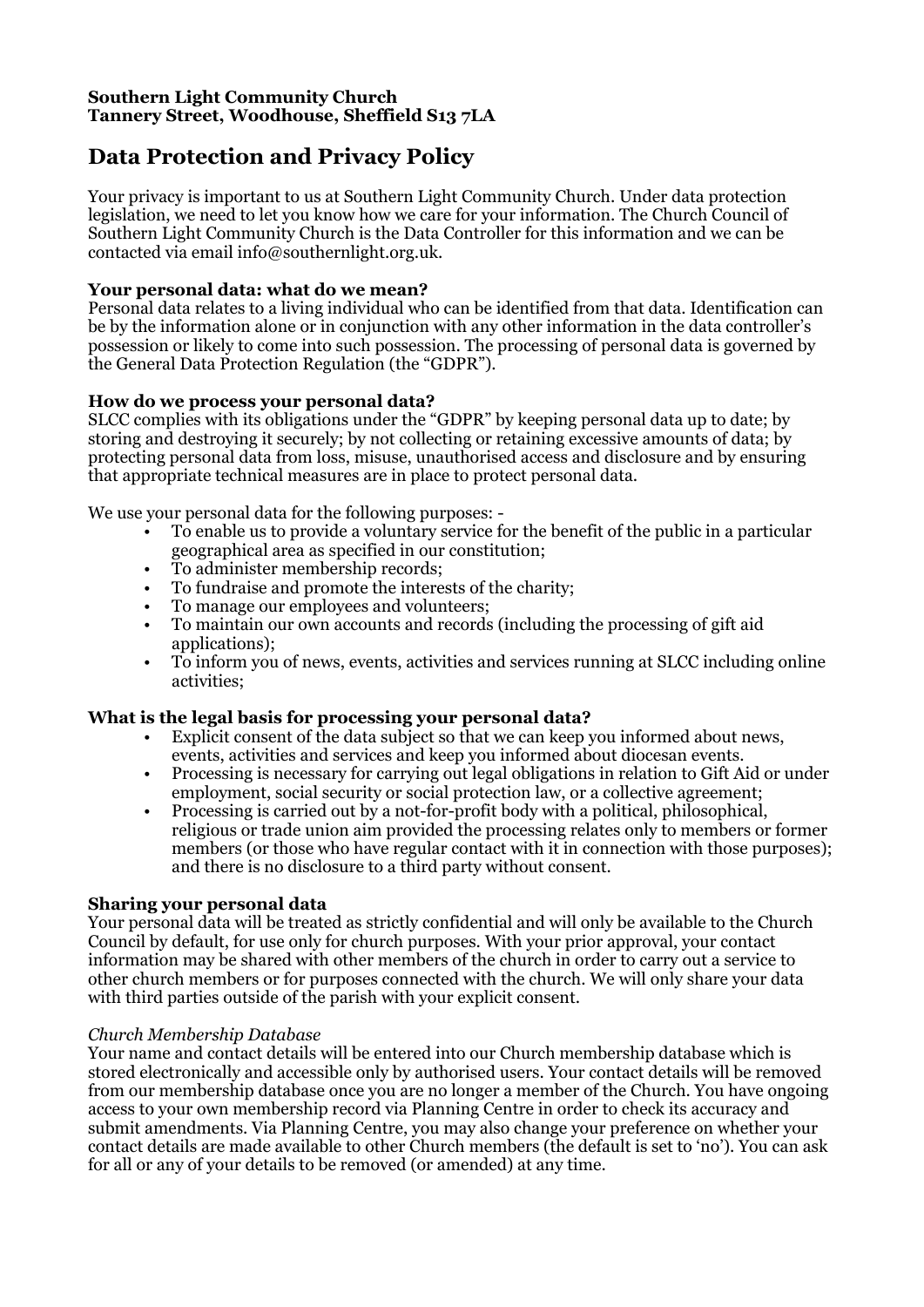**Southern Light Community Church**
**Tannery Street, Woodhouse, Sheffield S13 7LA**

# Data Protection and Privacy Policy

Your privacy is important to us at Southern Light Community Church. Under data protection legislation, we need to let you know how we care for your information. The Church Council of Southern Light Community Church is the Data Controller for this information and we can be contacted via email info@southernlight.org.uk.

**Your personal data: what do we mean?**
Personal data relates to a living individual who can be identified from that data. Identification can be by the information alone or in conjunction with any other information in the data controller's possession or likely to come into such possession. The processing of personal data is governed by the General Data Protection Regulation (the "GDPR").

**How do we process your personal data?**
SLCC complies with its obligations under the "GDPR" by keeping personal data up to date; by storing and destroying it securely; by not collecting or retaining excessive amounts of data; by protecting personal data from loss, misuse, unauthorised access and disclosure and by ensuring that appropriate technical measures are in place to protect personal data.

We use your personal data for the following purposes: -

- To enable us to provide a voluntary service for the benefit of the public in a particular geographical area as specified in our constitution;
- To administer membership records;
- To fundraise and promote the interests of the charity;
- To manage our employees and volunteers;
- To maintain our own accounts and records (including the processing of gift aid applications);
- To inform you of news, events, activities and services running at SLCC including online activities;

**What is the legal basis for processing your personal data?**

- Explicit consent of the data subject so that we can keep you informed about news, events, activities and services and keep you informed about diocesan events.
- Processing is necessary for carrying out legal obligations in relation to Gift Aid or under employment, social security or social protection law, or a collective agreement;
- Processing is carried out by a not-for-profit body with a political, philosophical, religious or trade union aim provided the processing relates only to members or former members (or those who have regular contact with it in connection with those purposes); and there is no disclosure to a third party without consent.

**Sharing your personal data**
Your personal data will be treated as strictly confidential and will only be available to the Church Council by default, for use only for church purposes. With your prior approval, your contact information may be shared with other members of the church in order to carry out a service to other church members or for purposes connected with the church. We will only share your data with third parties outside of the parish with your explicit consent.

*Church Membership Database*
Your name and contact details will be entered into our Church membership database which is stored electronically and accessible only by authorised users. Your contact details will be removed from our membership database once you are no longer a member of the Church. You have ongoing access to your own membership record via Planning Centre in order to check its accuracy and submit amendments. Via Planning Centre, you may also change your preference on whether your contact details are made available to other Church members (the default is set to 'no'). You can ask for all or any of your details to be removed (or amended) at any time.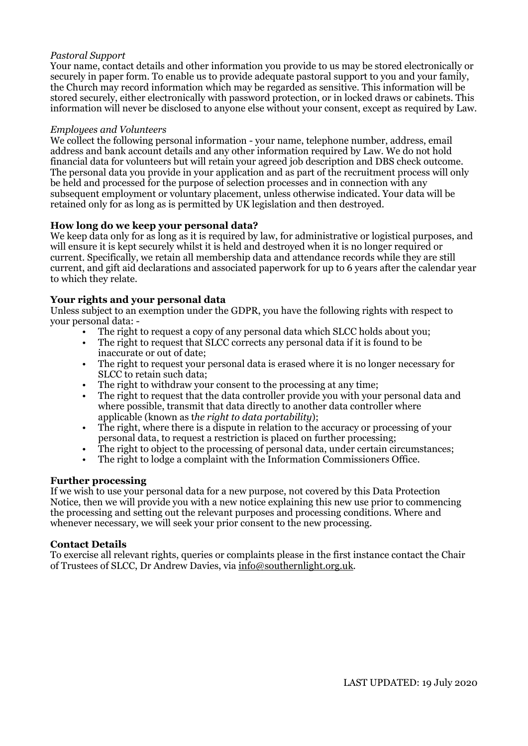*Pastoral Support*
Your name, contact details and other information you provide to us may be stored electronically or securely in paper form. To enable us to provide adequate pastoral support to you and your family, the Church may record information which may be regarded as sensitive. This information will be stored securely, either electronically with password protection, or in locked draws or cabinets. This information will never be disclosed to anyone else without your consent, except as required by Law.

*Employees and Volunteers*
We collect the following personal information - your name, telephone number, address, email address and bank account details and any other information required by Law. We do not hold financial data for volunteers but will retain your agreed job description and DBS check outcome. The personal data you provide in your application and as part of the recruitment process will only be held and processed for the purpose of selection processes and in connection with any subsequent employment or voluntary placement, unless otherwise indicated. Your data will be retained only for as long as is permitted by UK legislation and then destroyed.

**How long do we keep your personal data?**
We keep data only for as long as it is required by law, for administrative or logistical purposes, and will ensure it is kept securely whilst it is held and destroyed when it is no longer required or current. Specifically, we retain all membership data and attendance records while they are still current, and gift aid declarations and associated paperwork for up to 6 years after the calendar year to which they relate.

**Your rights and your personal data**
Unless subject to an exemption under the GDPR, you have the following rights with respect to your personal data: -

- The right to request a copy of any personal data which SLCC holds about you;
- The right to request that SLCC corrects any personal data if it is found to be inaccurate or out of date;
- The right to request your personal data is erased where it is no longer necessary for SLCC to retain such data;
- The right to withdraw your consent to the processing at any time;
- The right to request that the data controller provide you with your personal data and where possible, transmit that data directly to another data controller where applicable (known as t*he right to data portability*);
- The right, where there is a dispute in relation to the accuracy or processing of your personal data, to request a restriction is placed on further processing;
- The right to object to the processing of personal data, under certain circumstances;
- The right to lodge a complaint with the Information Commissioners Office.

**Further processing**
If we wish to use your personal data for a new purpose, not covered by this Data Protection Notice, then we will provide you with a new notice explaining this new use prior to commencing the processing and setting out the relevant purposes and processing conditions. Where and whenever necessary, we will seek your prior consent to the new processing.

**Contact Details**
To exercise all relevant rights, queries or complaints please in the first instance contact the Chair of Trustees of SLCC, Dr Andrew Davies, via info@southernlight.org.uk.

LAST UPDATED: 19 July 2020